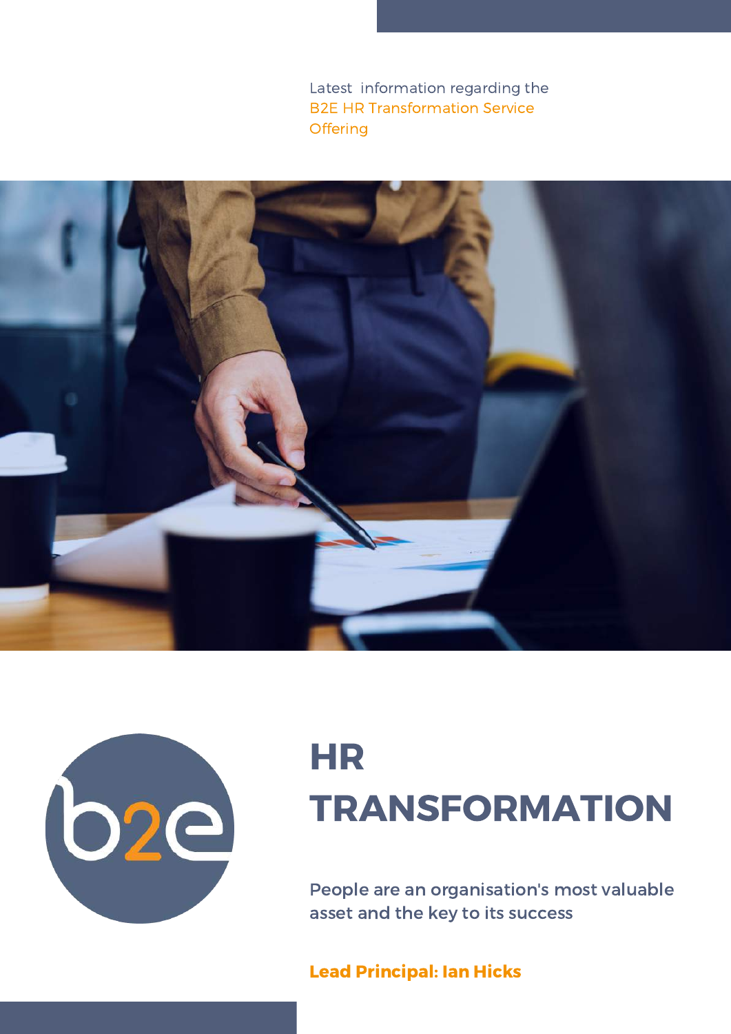Latest information regarding the B2E HR Transformation Service Offering

# HR TRANSFORMATION

People are an organisation's most valuable asset and the key to its success

**Lead Principal: Ian Hicks**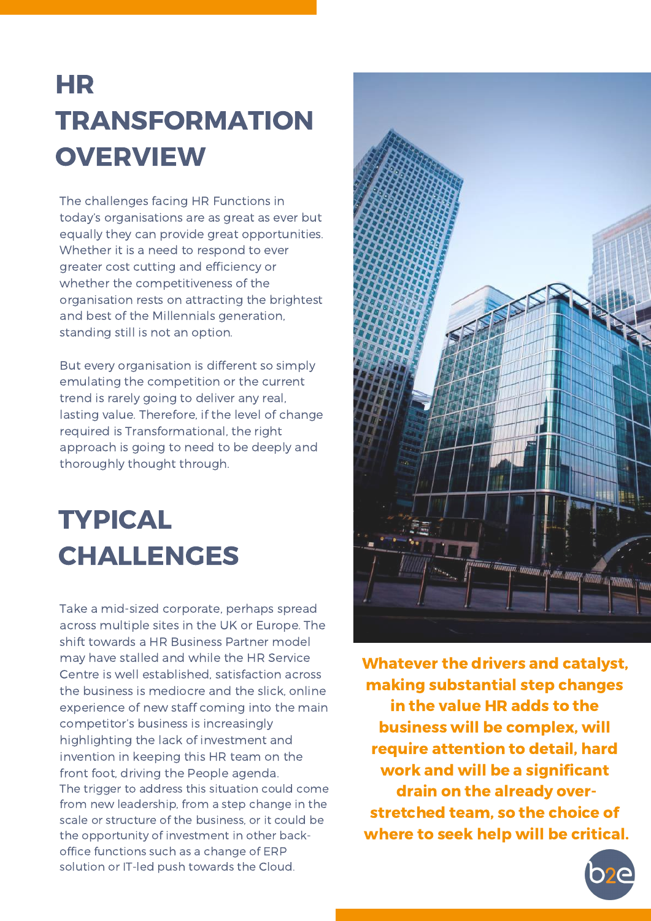# HR TRANSFORMATION OVERVIEW

The challenges facing HR Functions in today's organisations are as great as ever but equally they can provide great opportunities. Whether it is a need to respond to ever greater cost cutting and efficiency or whether the competitiveness of the organisation rests on attracting the brightest and best of the Millennials generation, standing still is not an option.

But every organisation is different so simply emulating the competition or the current trend is rarely going to deliver any real, lasting value. Therefore, if the level of change required is Transformational, the right approach is going to need to be deeply and thoroughly thought through.

# TYPICAL CHALLENGES

Take a mid-sized corporate, perhaps spread across multiple sites in the UK or Europe. The shift towards a HR Business Partner model may have stalled and while the HR Service Centre is well established, satisfaction across the business is mediocre and the slick, online experience of new staff coming into the main competitor's business is increasingly highlighting the lack of investment and invention in keeping this HR team on the front foot, driving the People agenda.
The trigger to address this situation could come from new leadership, from a step change in the scale or structure of the business, or it could be the opportunity of investment in other back-office functions such as a change of ERP solution or IT-led push towards the Cloud.

**Whatever the drivers and catalyst, making substantial step changes in the value HR adds to the business will be complex, will require attention to detail, hard work and will be a significant drain on the already over-stretched team, so the choice of where to seek help will be critical.**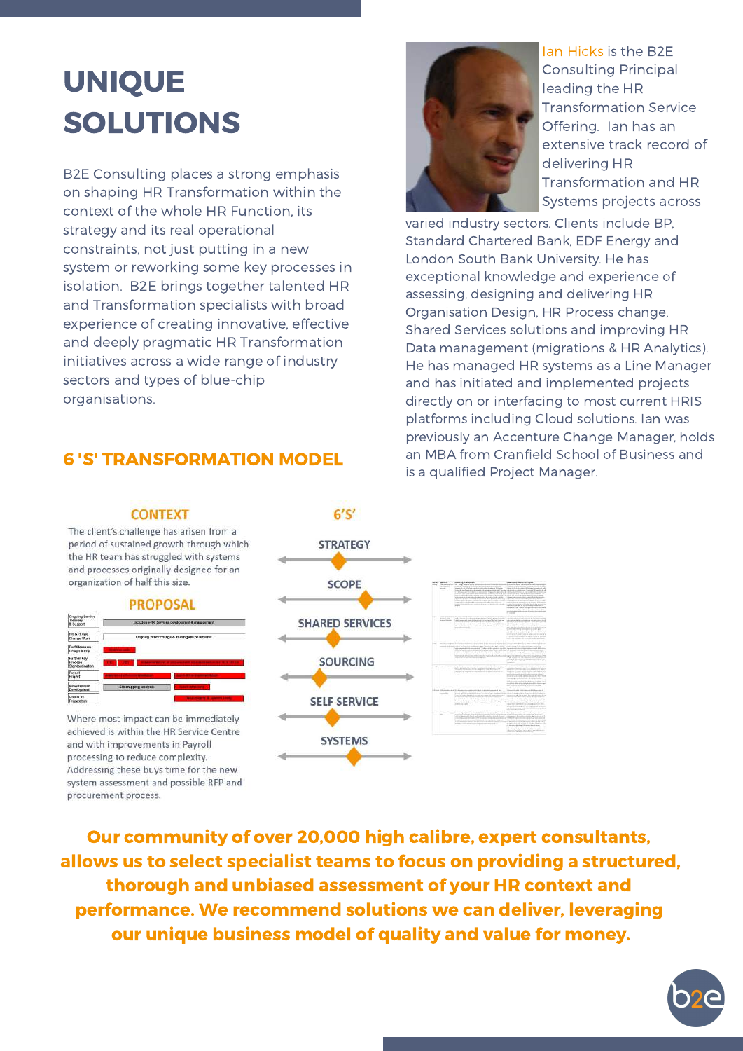# UNIQUE SOLUTIONS

B2E Consulting places a strong emphasis on shaping HR Transformation within the context of the whole HR Function, its strategy and its real operational constraints, not just putting in a new system or reworking some key processes in isolation. B2E brings together talented HR and Transformation specialists with broad experience of creating innovative, effective and deeply pragmatic HR Transformation initiatives across a wide range of industry sectors and types of blue-chip organisations.

Ian Hicks is the B2E Consulting Principal leading the HR Transformation Service Offering. Ian has an extensive track record of delivering HR Transformation and HR Systems projects across varied industry sectors. Clients include BP, Standard Chartered Bank, EDF Energy and London South Bank University. He has exceptional knowledge and experience of assessing, designing and delivering HR Organisation Design, HR Process change, Shared Services solutions and improving HR Data management (migrations & HR Analytics). He has managed HR systems as a Line Manager and has initiated and implemented projects directly on or interfacing to most current HRIS platforms including Cloud solutions. Ian was previously an Accenture Change Manager, holds an MBA from Cranfield School of Business and is a qualified Project Manager.

## 6 'S' TRANSFORMATION MODEL

### CONTEXT

The client's challenge has arisen from a period of sustained growth through which the HR team has struggled with systems and processes originally designed for an organization of half this size.

### PROPOSAL

Where most impact can be immediately achieved is within the HR Service Centre and with improvements in Payroll processing to reduce complexity. Addressing these buys time for the new system assessment and possible RFP and procurement process.

### 6'S'

- STRATEGY
- SCOPE
- SHARED SERVICES
- SOURCING
- SELF SERVICE
- SYSTEMS

**Our community of over 20,000 high calibre, expert consultants, allows us to select specialist teams to focus on providing a structured, thorough and unbiased assessment of your HR context and performance. We recommend solutions we can deliver, leveraging our unique business model of quality and value for money.**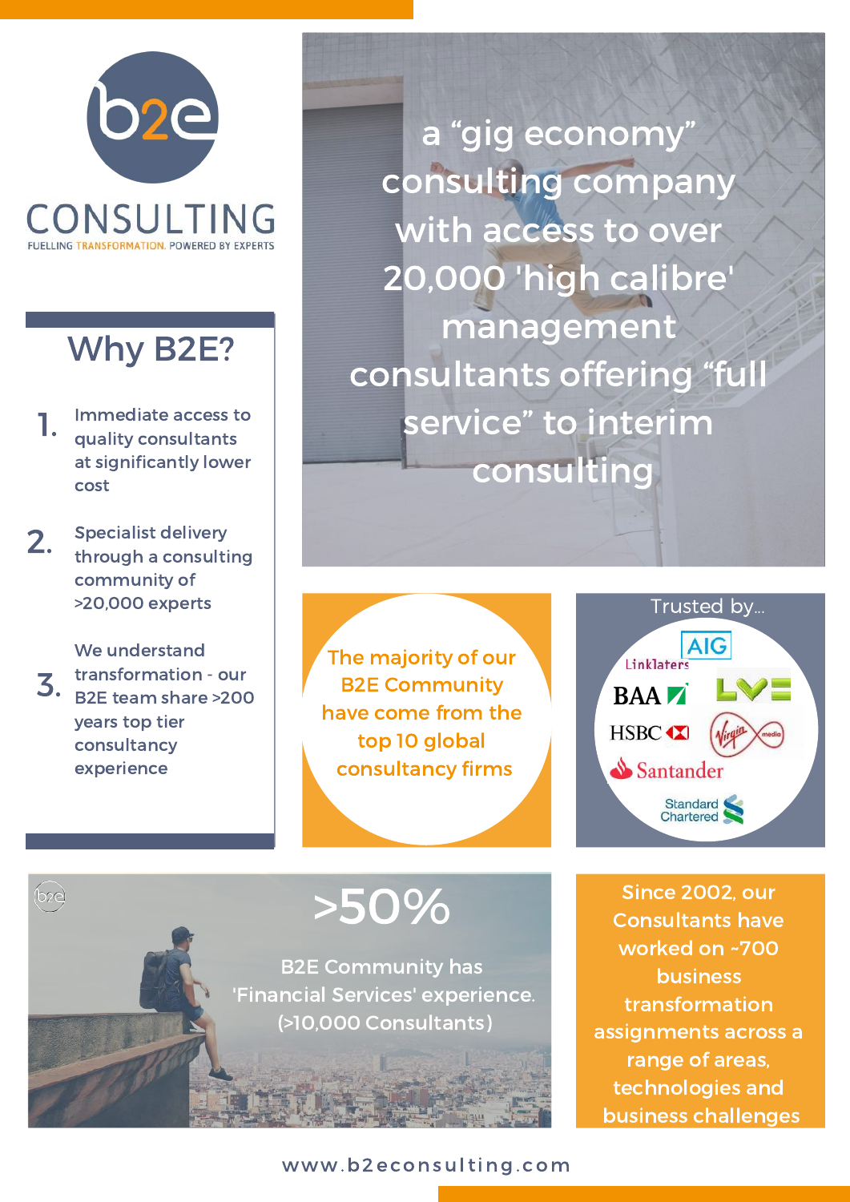# b2e CONSULTING

FUELLING TRANSFORMATION. POWERED BY EXPERTS

a "gig economy" consulting company with access to over 20,000 'high calibre' management consultants offering "full service" to interim consulting

## Why B2E?

1. Immediate access to quality consultants at significantly lower cost
2. Specialist delivery through a consulting community of >20,000 experts
3. We understand transformation - our B2E team share >200 years top tier consultancy experience

The majority of our B2E Community have come from the top 10 global consultancy firms

Trusted by...

AIG, Linklaters, BAA, LV=, HSBC, Virgin Media, Santander, Standard Chartered

**>50%**

B2E Community has 'Financial Services' experience. (>10,000 Consultants)

Since 2002, our Consultants have worked on ~700 business transformation assignments across a range of areas, technologies and business challenges

www.b2econsulting.com